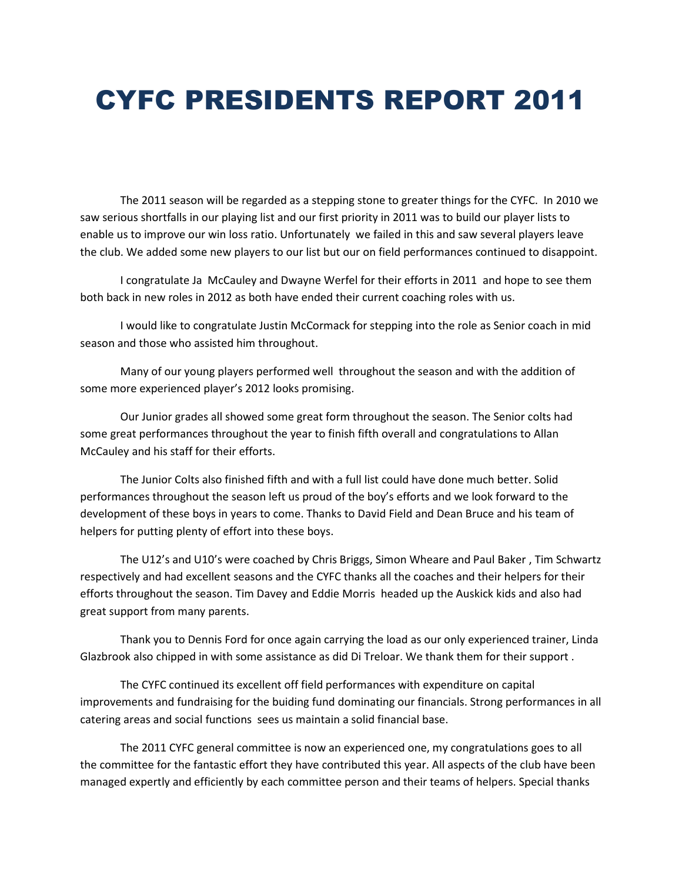# CYFC PRESIDENTS REPORT 2011

The 2011 season will be regarded as a stepping stone to greater things for the CYFC. In 2010 we saw serious shortfalls in our playing list and our first priority in 2011 was to build our player lists to enable us to improve our win loss ratio. Unfortunately we failed in this and saw several players leave the club. We added some new players to our list but our on field performances continued to disappoint.

I congratulate Ja McCauley and Dwayne Werfel for their efforts in 2011 and hope to see them both back in new roles in 2012 as both have ended their current coaching roles with us.

I would like to congratulate Justin McCormack for stepping into the role as Senior coach in mid season and those who assisted him throughout.

Many of our young players performed well throughout the season and with the addition of some more experienced player's 2012 looks promising.

Our Junior grades all showed some great form throughout the season. The Senior colts had some great performances throughout the year to finish fifth overall and congratulations to Allan McCauley and his staff for their efforts.

The Junior Colts also finished fifth and with a full list could have done much better. Solid performances throughout the season left us proud of the boy's efforts and we look forward to the development of these boys in years to come. Thanks to David Field and Dean Bruce and his team of helpers for putting plenty of effort into these boys.

The U12's and U10's were coached by Chris Briggs, Simon Wheare and Paul Baker , Tim Schwartz respectively and had excellent seasons and the CYFC thanks all the coaches and their helpers for their efforts throughout the season. Tim Davey and Eddie Morris headed up the Auskick kids and also had great support from many parents.

Thank you to Dennis Ford for once again carrying the load as our only experienced trainer, Linda Glazbrook also chipped in with some assistance as did Di Treloar. We thank them for their support .

The CYFC continued its excellent off field performances with expenditure on capital improvements and fundraising for the buiding fund dominating our financials. Strong performances in all catering areas and social functions sees us maintain a solid financial base.

The 2011 CYFC general committee is now an experienced one, my congratulations goes to all the committee for the fantastic effort they have contributed this year. All aspects of the club have been managed expertly and efficiently by each committee person and their teams of helpers. Special thanks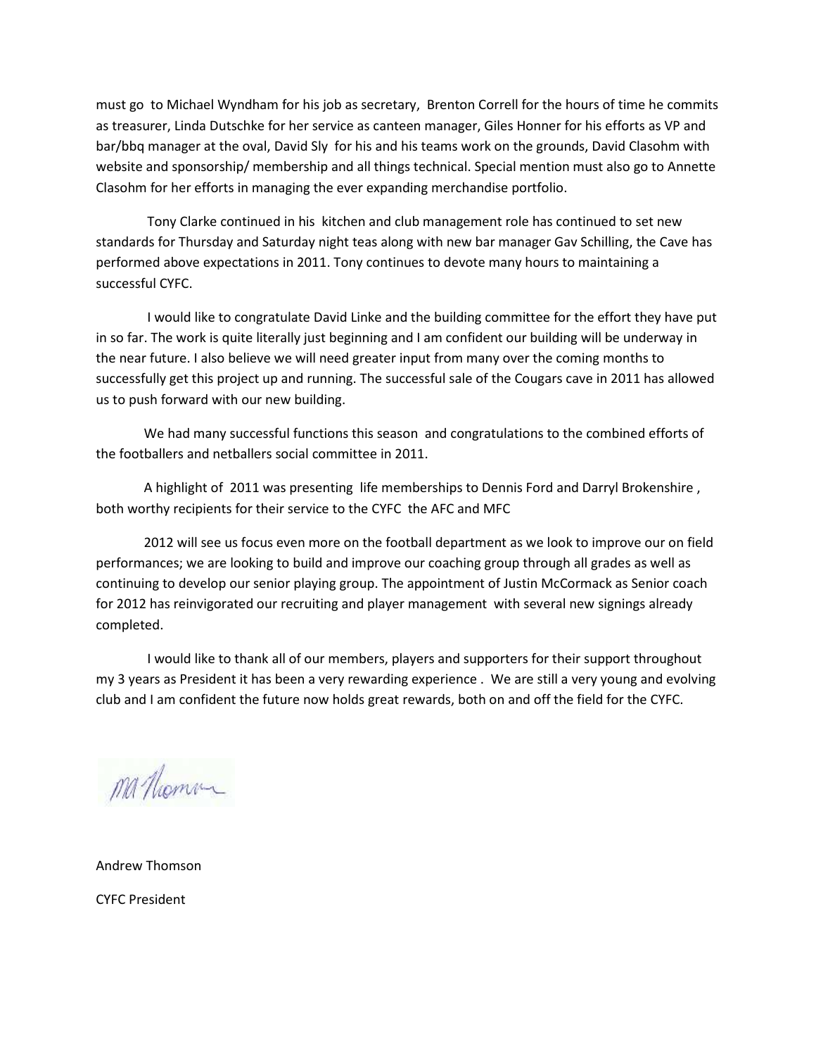must go to Michael Wyndham for his job as secretary, Brenton Correll for the hours of time he commits as treasurer, Linda Dutschke for her service as canteen manager, Giles Honner for his efforts as VP and bar/bbq manager at the oval, David Sly for his and his teams work on the grounds, David Clasohm with website and sponsorship/ membership and all things technical. Special mention must also go to Annette Clasohm for her efforts in managing the ever expanding merchandise portfolio.

Tony Clarke continued in his kitchen and club management role has continued to set new standards for Thursday and Saturday night teas along with new bar manager Gav Schilling, the Cave has performed above expectations in 2011. Tony continues to devote many hours to maintaining a successful CYFC.

I would like to congratulate David Linke and the building committee for the effort they have put in so far. The work is quite literally just beginning and I am confident our building will be underway in the near future. I also believe we will need greater input from many over the coming months to successfully get this project up and running. The successful sale of the Cougars cave in 2011 has allowed us to push forward with our new building.

We had many successful functions this season and congratulations to the combined efforts of the footballers and netballers social committee in 2011.

A highlight of 2011 was presenting life memberships to Dennis Ford and Darryl Brokenshire , both worthy recipients for their service to the CYFC the AFC and MFC

2012 will see us focus even more on the football department as we look to improve our on field performances; we are looking to build and improve our coaching group through all grades as well as continuing to develop our senior playing group. The appointment of Justin McCormack as Senior coach for 2012 has reinvigorated our recruiting and player management with several new signings already completed.

I would like to thank all of our members, players and supporters for their support throughout my 3 years as President it has been a very rewarding experience . We are still a very young and evolving club and I am confident the future now holds great rewards, both on and off the field for the CYFC.

Andrew Thomson

CYFC President